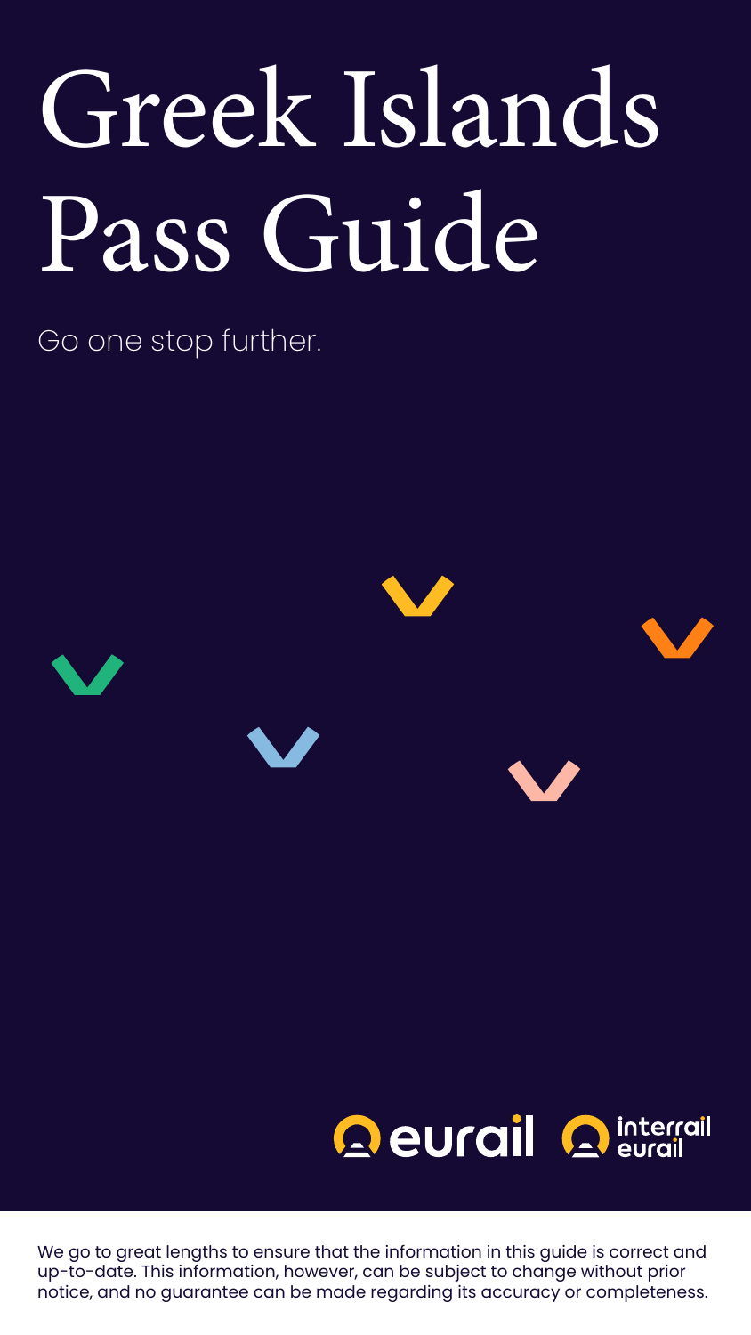# Greek Islands Pass Guide

Go one stop further.

eurail interrail eurail

We go to great lengths to ensure that the information in this guide is correct and up-to-date. This information, however, can be subject to change without prior notice, and no guarantee can be made regarding its accuracy or completeness.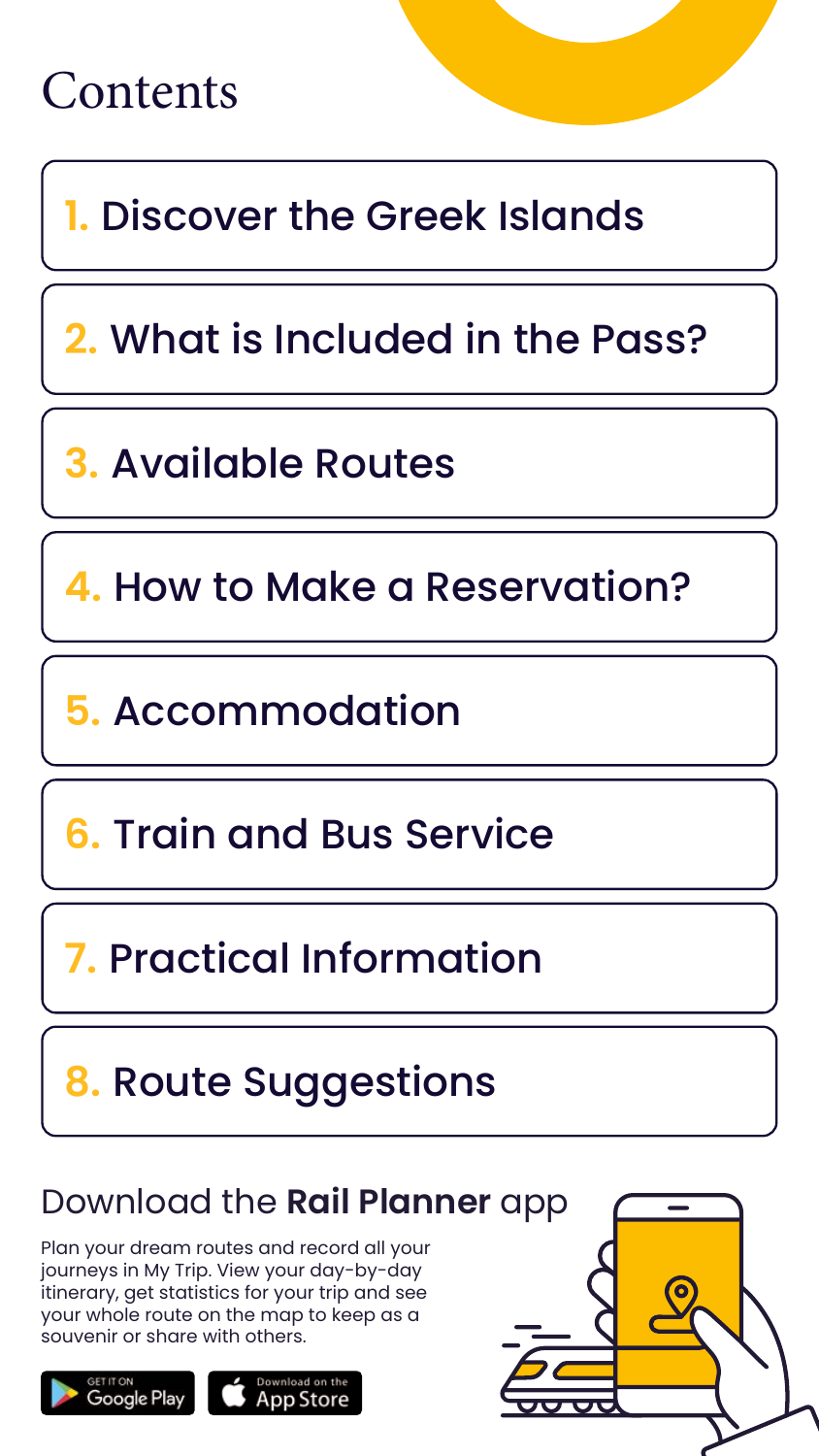# Contents

1. Discover the Greek Islands
2. What is Included in the Pass?
3. Available Routes
4. How to Make a Reservation?
5. Accommodation
6. Train and Bus Service
7. Practical Information
8. Route Suggestions

## Download the **Rail Planner** app

Plan your dream routes and record all your journeys in My Trip. View your day-by-day itinerary, get statistics for your trip and see your whole route on the map to keep as a souvenir or share with others.

GET IT ON Google Play

Download on the App Store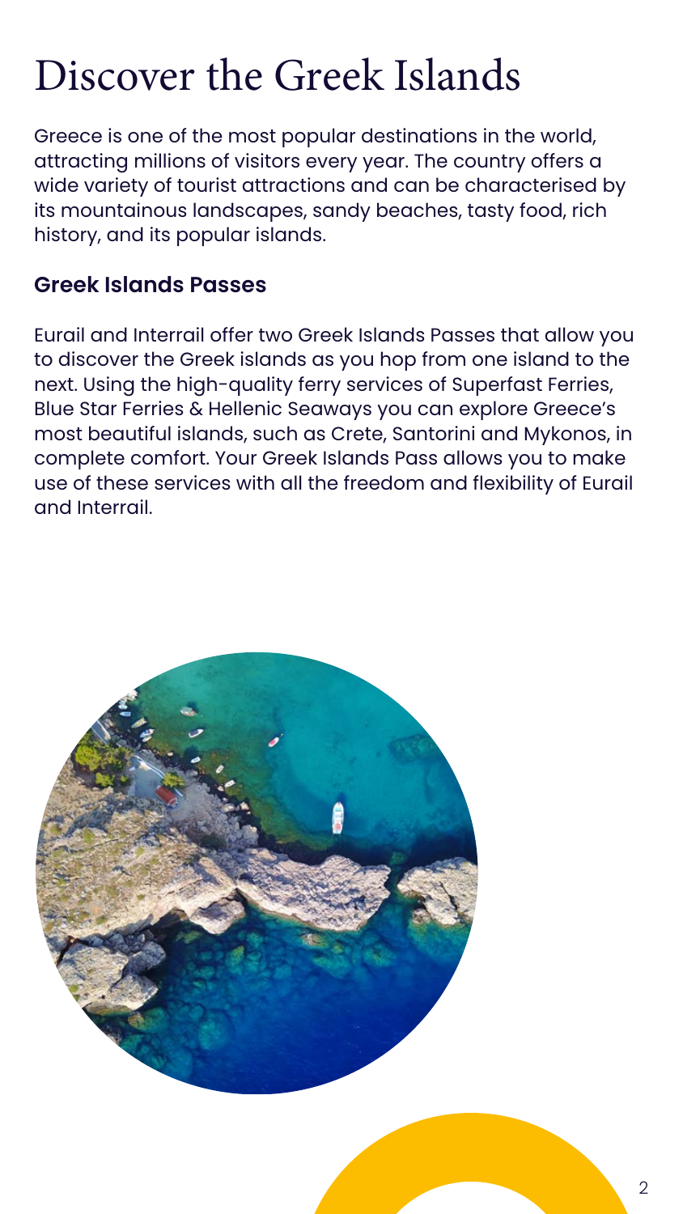# Discover the Greek Islands

Greece is one of the most popular destinations in the world, attracting millions of visitors every year. The country offers a wide variety of tourist attractions and can be characterised by its mountainous landscapes, sandy beaches, tasty food, rich history, and its popular islands.

## Greek Islands Passes

Eurail and Interrail offer two Greek Islands Passes that allow you to discover the Greek islands as you hop from one island to the next. Using the high-quality ferry services of Superfast Ferries, Blue Star Ferries & Hellenic Seaways you can explore Greece's most beautiful islands, such as Crete, Santorini and Mykonos, in complete comfort. Your Greek Islands Pass allows you to make use of these services with all the freedom and flexibility of Eurail and Interrail.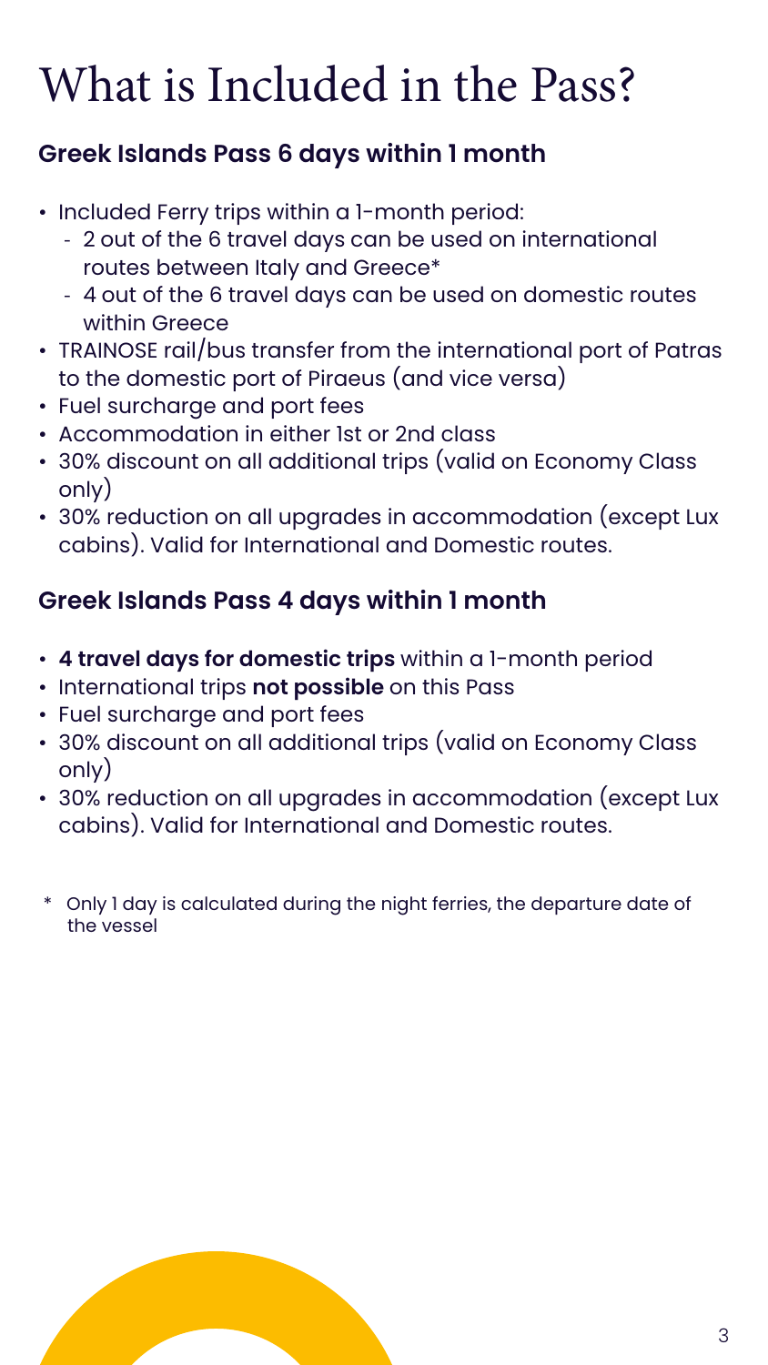# What is Included in the Pass?

## Greek Islands Pass 6 days within 1 month

- Included Ferry trips within a 1-month period:
  - 2 out of the 6 travel days can be used on international routes between Italy and Greece*
  - 4 out of the 6 travel days can be used on domestic routes within Greece
- TRAINOSE rail/bus transfer from the international port of Patras to the domestic port of Piraeus (and vice versa)
- Fuel surcharge and port fees
- Accommodation in either 1st or 2nd class
- 30% discount on all additional trips (valid on Economy Class only)
- 30% reduction on all upgrades in accommodation (except Lux cabins). Valid for International and Domestic routes.

## Greek Islands Pass 4 days within 1 month

- **4 travel days for domestic trips** within a 1-month period
- International trips **not possible** on this Pass
- Fuel surcharge and port fees
- 30% discount on all additional trips (valid on Economy Class only)
- 30% reduction on all upgrades in accommodation (except Lux cabins). Valid for International and Domestic routes.

\* Only 1 day is calculated during the night ferries, the departure date of the vessel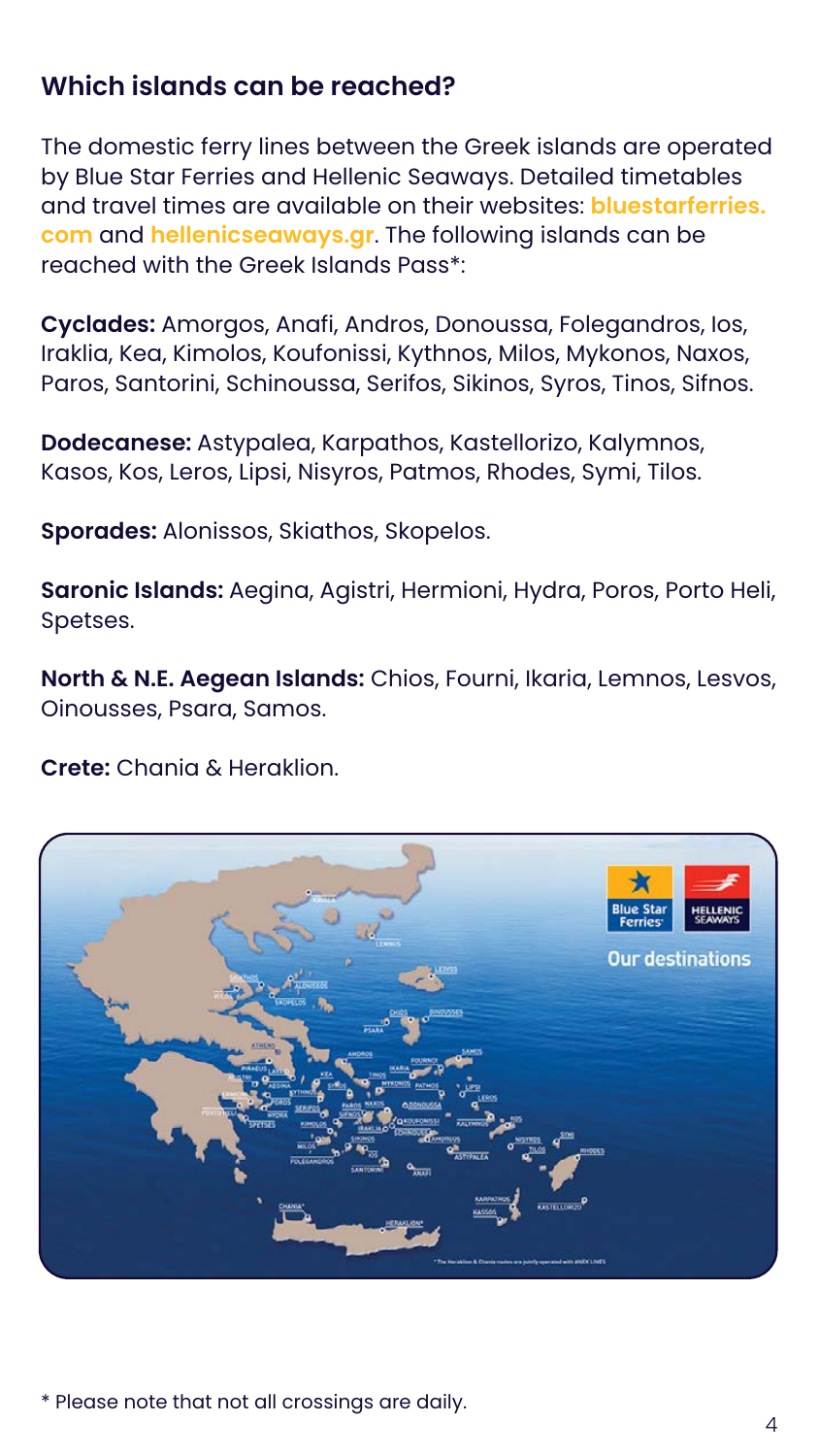## Which islands can be reached?

The domestic ferry lines between the Greek islands are operated by Blue Star Ferries and Hellenic Seaways. Detailed timetables and travel times are available on their websites: **bluestarferries.com** and **hellenicseaways.gr**. The following islands can be reached with the Greek Islands Pass*:

**Cyclades:** Amorgos, Anafi, Andros, Donoussa, Folegandros, Ios, Iraklia, Kea, Kimolos, Koufonissi, Kythnos, Milos, Mykonos, Naxos, Paros, Santorini, Schinoussa, Serifos, Sikinos, Syros, Tinos, Sifnos.

**Dodecanese:** Astypalea, Karpathos, Kastellorizo, Kalymnos, Kasos, Kos, Leros, Lipsi, Nisyros, Patmos, Rhodes, Symi, Tilos.

**Sporades:** Alonissos, Skiathos, Skopelos.

**Saronic Islands:** Aegina, Agistri, Hermioni, Hydra, Poros, Porto Heli, Spetses.

**North & N.E. Aegean Islands:** Chios, Fourni, Ikaria, Lemnos, Lesvos, Oinousses, Psara, Samos.

**Crete:** Chania & Heraklion.

\* Please note that not all crossings are daily.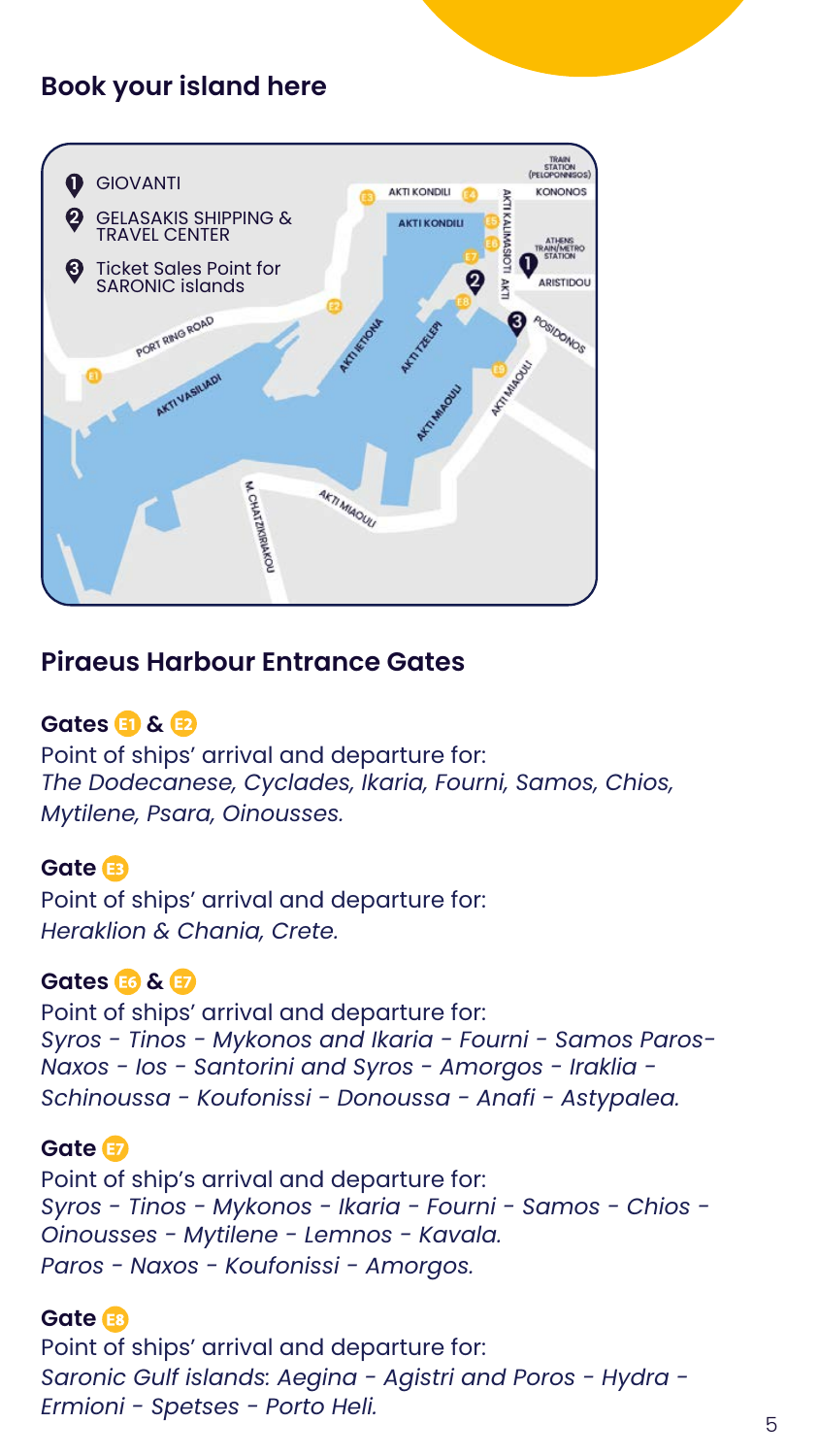## Book your island here

1. GIOVANTI
2. GELASAKIS SHIPPING & TRAVEL CENTER
3. Ticket Sales Point for SARONIC islands

## Piraeus Harbour Entrance Gates

**Gates E1 & E2**

Point of ships' arrival and departure for:
*The Dodecanese, Cyclades, Ikaria, Fourni, Samos, Chios, Mytilene, Psara, Oinousses.*

**Gate E3**

Point of ships' arrival and departure for:
*Heraklion & Chania, Crete.*

**Gates E6 & E7**

Point of ships' arrival and departure for:
*Syros - Tinos - Mykonos and Ikaria - Fourni - Samos Paros-Naxos - Ios - Santorini and Syros - Amorgos - Iraklia - Schinoussa - Koufonissi - Donoussa - Anafi - Astypalea.*

**Gate E7**

Point of ship's arrival and departure for:
*Syros - Tinos - Mykonos - Ikaria - Fourni - Samos - Chios - Oinousses - Mytilene - Lemnos - Kavala.*
*Paros - Naxos - Koufonissi - Amorgos.*

**Gate E8**

Point of ships' arrival and departure for:
*Saronic Gulf islands: Aegina - Agistri and Poros - Hydra - Ermioni - Spetses - Porto Heli.*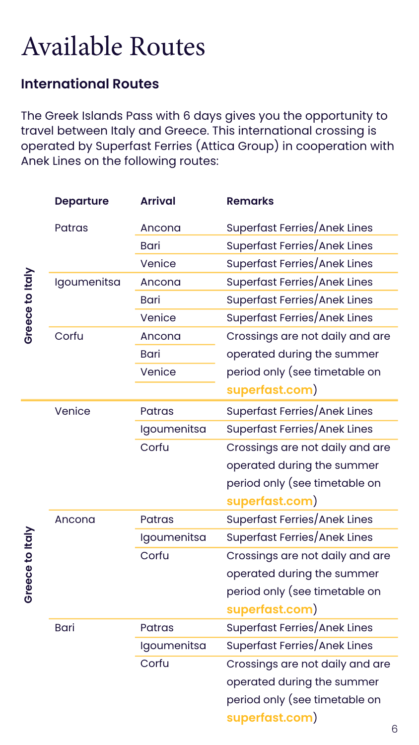# Available Routes

## International Routes

The Greek Islands Pass with 6 days gives you the opportunity to travel between Italy and Greece. This international crossing is operated by Superfast Ferries (Attica Group) in cooperation with Anek Lines on the following routes:

| | Departure | Arrival | Remarks |
|---|---|---|---|
| Greece to Italy | Patras | Ancona | Superfast Ferries/Anek Lines |
| | | Bari | Superfast Ferries/Anek Lines |
| | | Venice | Superfast Ferries/Anek Lines |
| | Igoumenitsa | Ancona | Superfast Ferries/Anek Lines |
| | | Bari | Superfast Ferries/Anek Lines |
| | | Venice | Superfast Ferries/Anek Lines |
| | Corfu | Ancona | Crossings are not daily and are operated during the summer period only (see timetable on **superfast.com**) |
| | | Bari | |
| | | Venice | |
| Greece to Italy | Venice | Patras | Superfast Ferries/Anek Lines |
| | | Igoumenitsa | Superfast Ferries/Anek Lines |
| | | Corfu | Crossings are not daily and are operated during the summer period only (see timetable on **superfast.com**) |
| | Ancona | Patras | Superfast Ferries/Anek Lines |
| | | Igoumenitsa | Superfast Ferries/Anek Lines |
| | | Corfu | Crossings are not daily and are operated during the summer period only (see timetable on **superfast.com**) |
| | Bari | Patras | Superfast Ferries/Anek Lines |
| | | Igoumenitsa | Superfast Ferries/Anek Lines |
| | | Corfu | Crossings are not daily and are operated during the summer period only (see timetable on **superfast.com**) |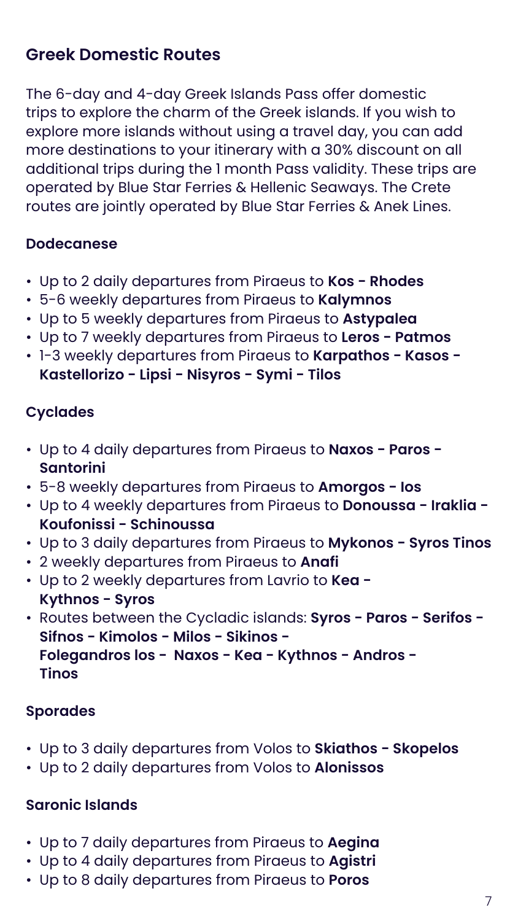## Greek Domestic Routes

The 6-day and 4-day Greek Islands Pass offer domestic trips to explore the charm of the Greek islands. If you wish to explore more islands without using a travel day, you can add more destinations to your itinerary with a 30% discount on all additional trips during the 1 month Pass validity. These trips are operated by Blue Star Ferries & Hellenic Seaways. The Crete routes are jointly operated by Blue Star Ferries & Anek Lines.

### Dodecanese

- Up to 2 daily departures from Piraeus to **Kos - Rhodes**
- 5-6 weekly departures from Piraeus to **Kalymnos**
- Up to 5 weekly departures from Piraeus to **Astypalea**
- Up to 7 weekly departures from Piraeus to **Leros - Patmos**
- 1-3 weekly departures from Piraeus to **Karpathos - Kasos - Kastellorizo - Lipsi - Nisyros - Symi - Tilos**

### Cyclades

- Up to 4 daily departures from Piraeus to **Naxos - Paros - Santorini**
- 5-8 weekly departures from Piraeus to **Amorgos - Ios**
- Up to 4 weekly departures from Piraeus to **Donoussa - Iraklia - Koufonissi - Schinoussa**
- Up to 3 daily departures from Piraeus to **Mykonos - Syros Tinos**
- 2 weekly departures from Piraeus to **Anafi**
- Up to 2 weekly departures from Lavrio to **Kea - Kythnos - Syros**
- Routes between the Cycladic islands: **Syros - Paros - Serifos - Sifnos - Kimolos - Milos - Sikinos - Folegandros Ios - Naxos - Kea - Kythnos - Andros - Tinos**

### Sporades

- Up to 3 daily departures from Volos to **Skiathos - Skopelos**
- Up to 2 daily departures from Volos to **Alonissos**

### Saronic Islands

- Up to 7 daily departures from Piraeus to **Aegina**
- Up to 4 daily departures from Piraeus to **Agistri**
- Up to 8 daily departures from Piraeus to **Poros**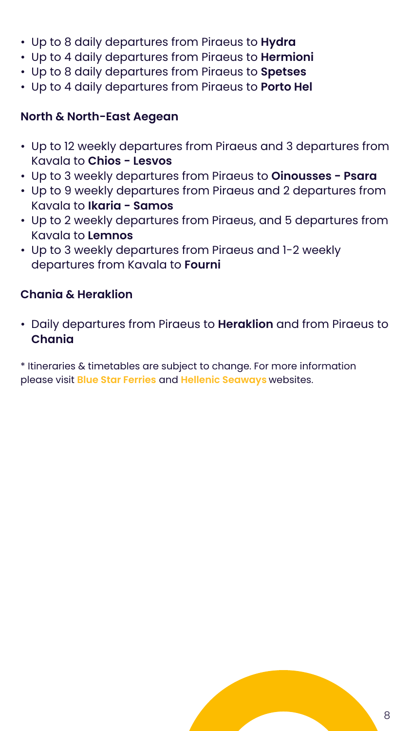- Up to 8 daily departures from Piraeus to **Hydra**
- Up to 4 daily departures from Piraeus to **Hermioni**
- Up to 8 daily departures from Piraeus to **Spetses**
- Up to 4 daily departures from Piraeus to **Porto Hel**

**North & North-East Aegean**

- Up to 12 weekly departures from Piraeus and 3 departures from Kavala to **Chios - Lesvos**
- Up to 3 weekly departures from Piraeus to **Oinousses - Psara**
- Up to 9 weekly departures from Piraeus and 2 departures from Kavala to **Ikaria - Samos**
- Up to 2 weekly departures from Piraeus, and 5 departures from Kavala to **Lemnos**
- Up to 3 weekly departures from Piraeus and 1-2 weekly departures from Kavala to **Fourni**

**Chania & Heraklion**

- Daily departures from Piraeus to **Heraklion** and from Piraeus to **Chania**

* Itineraries & timetables are subject to change. For more information please visit **Blue Star Ferries** and **Hellenic Seaways** websites.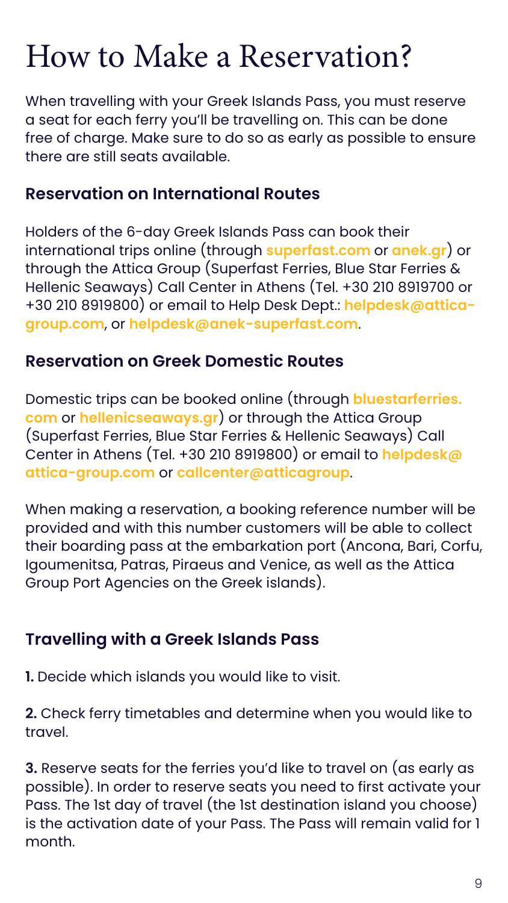# How to Make a Reservation?

When travelling with your Greek Islands Pass, you must reserve a seat for each ferry you'll be travelling on. This can be done free of charge. Make sure to do so as early as possible to ensure there are still seats available.

### Reservation on International Routes

Holders of the 6-day Greek Islands Pass can book their international trips online (through **superfast.com** or **anek.gr**) or through the Attica Group (Superfast Ferries, Blue Star Ferries & Hellenic Seaways) Call Center in Athens (Tel. +30 210 8919700 or +30 210 8919800) or email to Help Desk Dept.: **helpdesk@attica-group.com**, or **helpdesk@anek-superfast.com**.

### Reservation on Greek Domestic Routes

Domestic trips can be booked online (through **bluestarferries.com** or **hellenicseaways.gr**) or through the Attica Group (Superfast Ferries, Blue Star Ferries & Hellenic Seaways) Call Center in Athens (Tel. +30 210 8919800) or email to **helpdesk@attica-group.com** or **callcenter@atticagroup**.

When making a reservation, a booking reference number will be provided and with this number customers will be able to collect their boarding pass at the embarkation port (Ancona, Bari, Corfu, Igoumenitsa, Patras, Piraeus and Venice, as well as the Attica Group Port Agencies on the Greek islands).

### Travelling with a Greek Islands Pass

**1.** Decide which islands you would like to visit.

**2.** Check ferry timetables and determine when you would like to travel.

**3.** Reserve seats for the ferries you'd like to travel on (as early as possible). In order to reserve seats you need to first activate your Pass. The 1st day of travel (the 1st destination island you choose) is the activation date of your Pass. The Pass will remain valid for 1 month.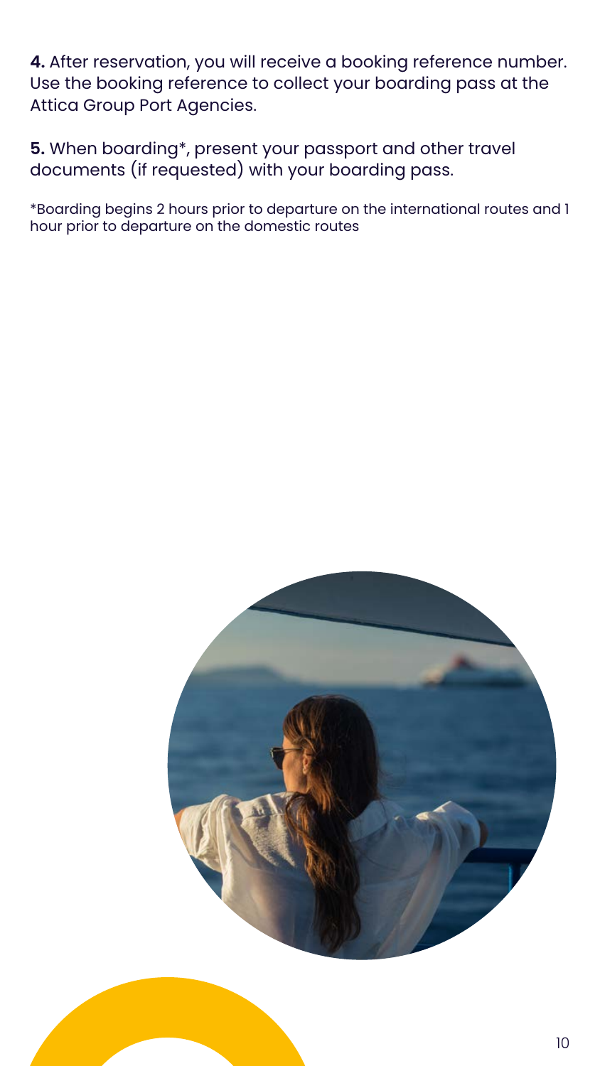**4.** After reservation, you will receive a booking reference number. Use the booking reference to collect your boarding pass at the Attica Group Port Agencies.

**5.** When boarding*, present your passport and other travel documents (if requested) with your boarding pass.

*Boarding begins 2 hours prior to departure on the international routes and 1 hour prior to departure on the domestic routes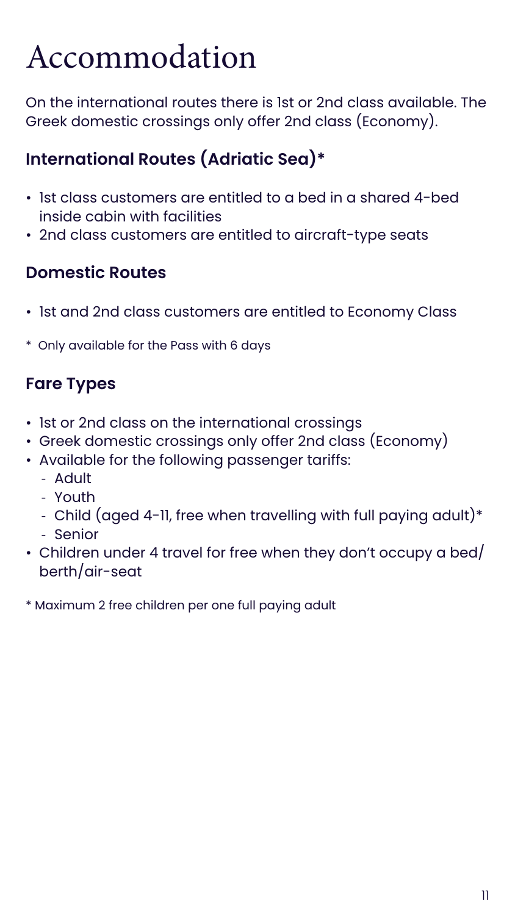# Accommodation

On the international routes there is 1st or 2nd class available. The Greek domestic crossings only offer 2nd class (Economy).

## International Routes (Adriatic Sea)*

- 1st class customers are entitled to a bed in a shared 4-bed inside cabin with facilities
- 2nd class customers are entitled to aircraft-type seats

## Domestic Routes

- 1st and 2nd class customers are entitled to Economy Class

\* Only available for the Pass with 6 days

## Fare Types

- 1st or 2nd class on the international crossings
- Greek domestic crossings only offer 2nd class (Economy)
- Available for the following passenger tariffs:
  - Adult
  - Youth
  - Child (aged 4-11, free when travelling with full paying adult)*
  - Senior
- Children under 4 travel for free when they don't occupy a bed/berth/air-seat

\* Maximum 2 free children per one full paying adult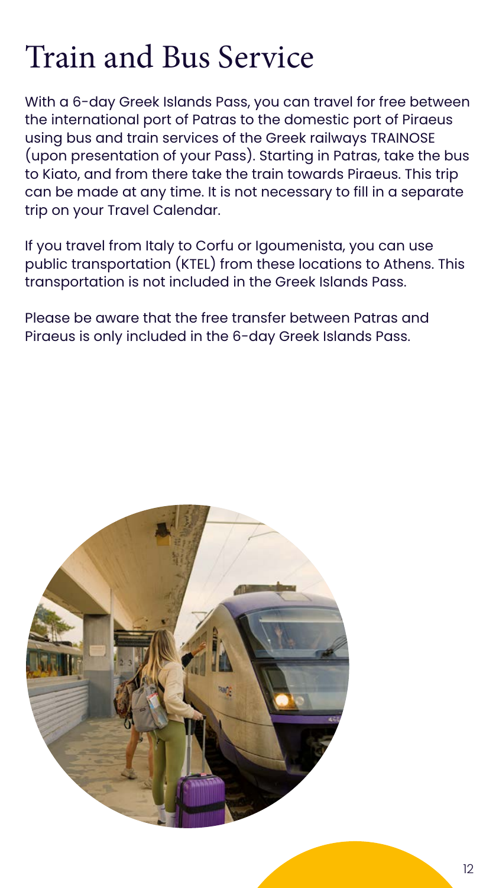# Train and Bus Service

With a 6-day Greek Islands Pass, you can travel for free between the international port of Patras to the domestic port of Piraeus using bus and train services of the Greek railways TRAINOSE (upon presentation of your Pass). Starting in Patras, take the bus to Kiato, and from there take the train towards Piraeus. This trip can be made at any time. It is not necessary to fill in a separate trip on your Travel Calendar.

If you travel from Italy to Corfu or Igoumenista, you can use public transportation (KTEL) from these locations to Athens. This transportation is not included in the Greek Islands Pass.

Please be aware that the free transfer between Patras and Piraeus is only included in the 6-day Greek Islands Pass.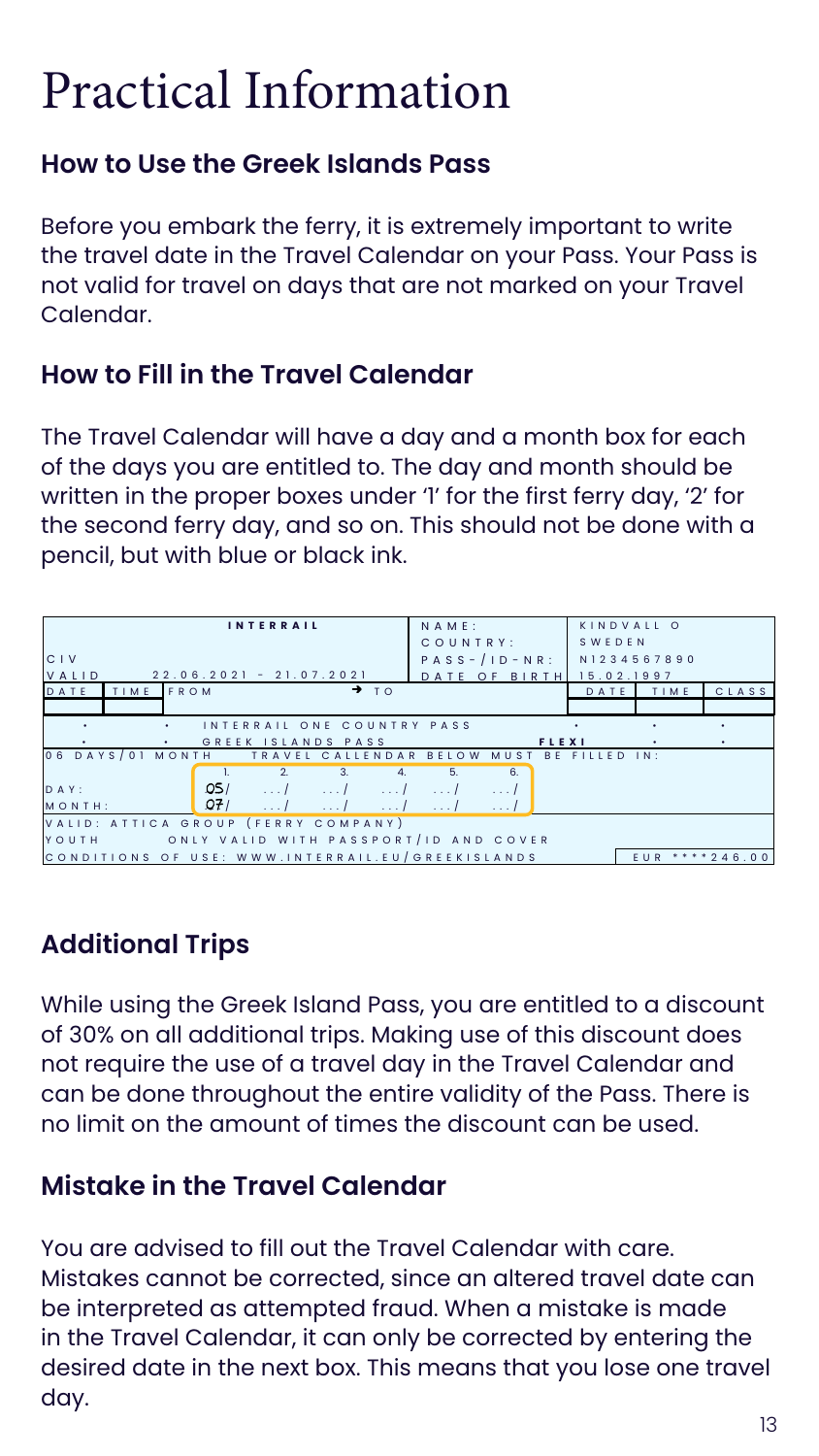# Practical Information

## How to Use the Greek Islands Pass

Before you embark the ferry, it is extremely important to write the travel date in the Travel Calendar on your Pass. Your Pass is not valid for travel on days that are not marked on your Travel Calendar.

## How to Fill in the Travel Calendar

The Travel Calendar will have a day and a month box for each of the days you are entitled to. The day and month should be written in the proper boxes under '1' for the first ferry day, '2' for the second ferry day, and so on. This should not be done with a pencil, but with blue or black ink.

```
INTERRAIL                                   NAME:              KINDVALL O
                                            COUNTRY:           SWEDEN
CIV                                         PASS-/ID-NR:       N1234567890
VALID      22.06.2021 - 21.07.2021          DATE OF BIRTH      15.02.1997
DATE   TIME   FROM          → TO                               DATE   TIME   CLASS

•         •   INTERRAIL ONE COUNTRY PASS                        •      •      •
•         •   GREEK ISLANDS PASS                      FLEXI            •      •
06 DAYS/01 MONTH   TRAVEL CALLENDAR BELOW MUST BE FILLED IN:
                 1.     2.     3.     4.     5.     6.
DAY:             05/    .../   .../   .../   .../   .../
MONTH:           07/    .../   .../   .../   .../   .../
VALID: ATTICA GROUP (FERRY COMPANY)
YOUTH        ONLY VALID WITH PASSPORT/ID AND COVER
CONDITIONS OF USE: WWW.INTERRAIL.EU/GREEKISLANDS              EUR ****246.00
```

## Additional Trips

While using the Greek Island Pass, you are entitled to a discount of 30% on all additional trips. Making use of this discount does not require the use of a travel day in the Travel Calendar and can be done throughout the entire validity of the Pass. There is no limit on the amount of times the discount can be used.

## Mistake in the Travel Calendar

You are advised to fill out the Travel Calendar with care. Mistakes cannot be corrected, since an altered travel date can be interpreted as attempted fraud. When a mistake is made in the Travel Calendar, it can only be corrected by entering the desired date in the next box. This means that you lose one travel day.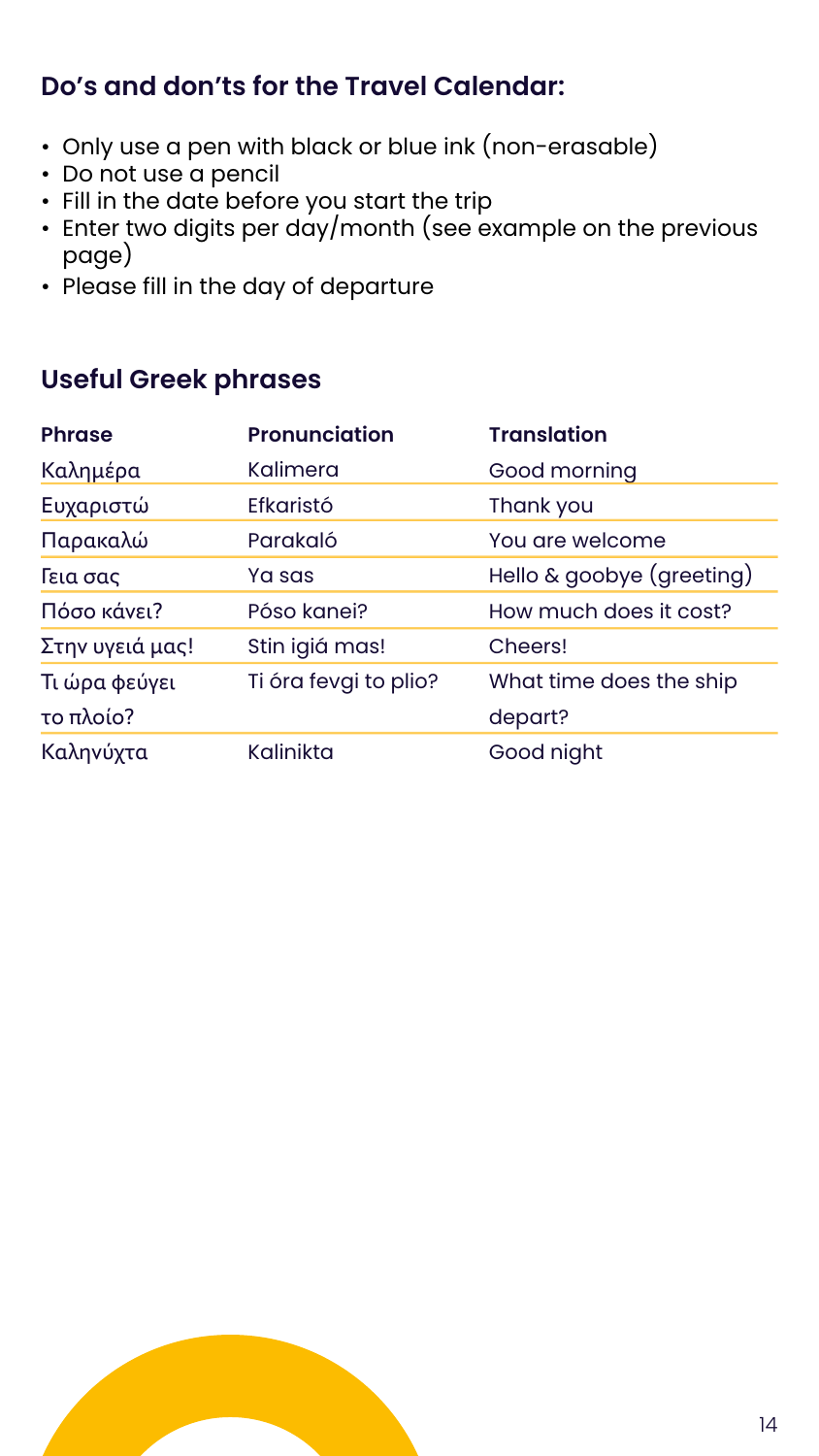## Do's and don'ts for the Travel Calendar:

- Only use a pen with black or blue ink (non-erasable)
- Do not use a pencil
- Fill in the date before you start the trip
- Enter two digits per day/month (see example on the previous page)
- Please fill in the day of departure

## Useful Greek phrases

| Phrase | Pronunciation | Translation |
|---|---|---|
| Καλημέρα | Kalimera | Good morning |
| Ευχαριστώ | Efkaristó | Thank you |
| Παρακαλώ | Parakaló | You are welcome |
| Γεια σας | Ya sas | Hello & goobye (greeting) |
| Πόσο κάνει? | Póso kanei? | How much does it cost? |
| Στην υγειά μας! | Stin igiá mas! | Cheers! |
| Τι ώρα φεύγει το πλοίο? | Ti óra fevgi to plio? | What time does the ship depart? |
| Καληνύχτα | Kalinikta | Good night |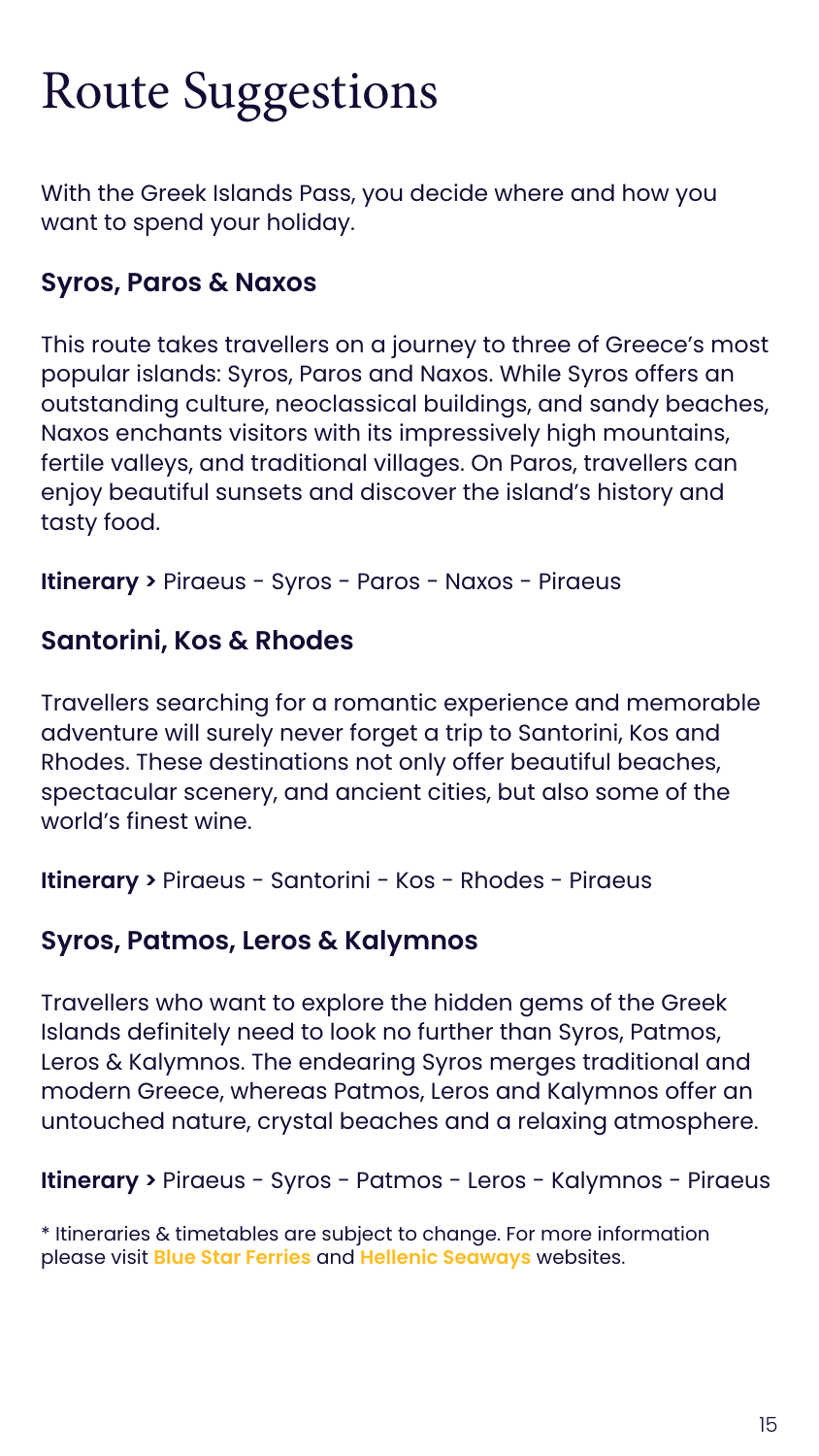# Route Suggestions

With the Greek Islands Pass, you decide where and how you want to spend your holiday.

### Syros, Paros & Naxos

This route takes travellers on a journey to three of Greece's most popular islands: Syros, Paros and Naxos. While Syros offers an outstanding culture, neoclassical buildings, and sandy beaches, Naxos enchants visitors with its impressively high mountains, fertile valleys, and traditional villages. On Paros, travellers can enjoy beautiful sunsets and discover the island's history and tasty food.

**Itinerary >** Piraeus - Syros - Paros - Naxos - Piraeus

### Santorini, Kos & Rhodes

Travellers searching for a romantic experience and memorable adventure will surely never forget a trip to Santorini, Kos and Rhodes. These destinations not only offer beautiful beaches, spectacular scenery, and ancient cities, but also some of the world's finest wine.

**Itinerary >** Piraeus - Santorini - Kos - Rhodes - Piraeus

### Syros, Patmos, Leros & Kalymnos

Travellers who want to explore the hidden gems of the Greek Islands definitely need to look no further than Syros, Patmos, Leros & Kalymnos. The endearing Syros merges traditional and modern Greece, whereas Patmos, Leros and Kalymnos offer an untouched nature, crystal beaches and a relaxing atmosphere.

**Itinerary >** Piraeus - Syros - Patmos - Leros - Kalymnos - Piraeus

* Itineraries & timetables are subject to change. For more information please visit **Blue Star Ferries** and **Hellenic Seaways** websites.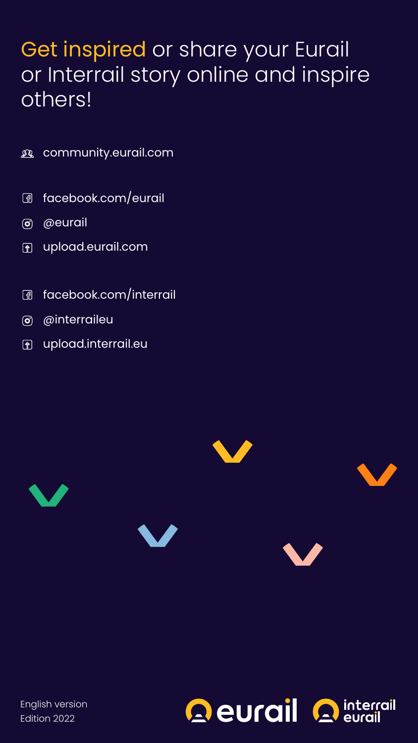# Get inspired or share your Eurail or Interrail story online and inspire others!

community.eurail.com

facebook.com/eurail

@eurail

upload.eurail.com

facebook.com/interrail

@interraileu

upload.interrail.eu

English version
Edition 2022

eurail interrail eurail